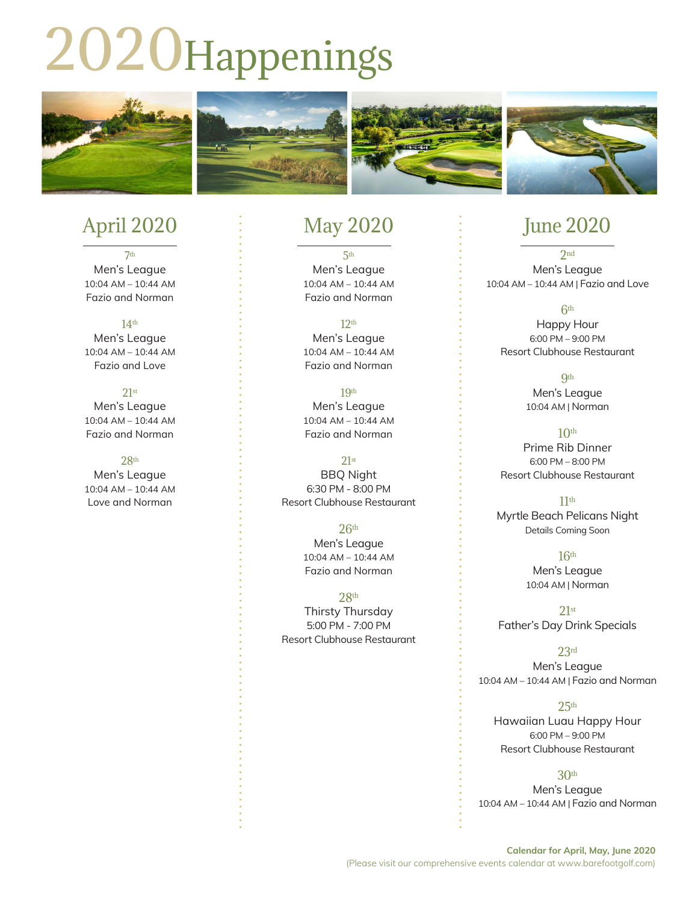# 2020 Happenings

## April 2020

**7th**
Men's League
10:04 AM – 10:44 AM
Fazio and Norman

**14th**
Men's League
10:04 AM – 10:44 AM
Fazio and Love

**21st**
Men's League
10:04 AM – 10:44 AM
Fazio and Norman

**28th**
Men's League
10:04 AM – 10:44 AM
Love and Norman

## May 2020

**5th**
Men's League
10:04 AM – 10:44 AM
Fazio and Norman

**12th**
Men's League
10:04 AM – 10:44 AM
Fazio and Norman

**19th**
Men's League
10:04 AM – 10:44 AM
Fazio and Norman

**21st**
BBQ Night
6:30 PM - 8:00 PM
Resort Clubhouse Restaurant

**26th**
Men's League
10:04 AM – 10:44 AM
Fazio and Norman

**28th**
Thirsty Thursday
5:00 PM - 7:00 PM
Resort Clubhouse Restaurant

## June 2020

**2nd**
Men's League
10:04 AM – 10:44 AM | Fazio and Love

**6th**
Happy Hour
6:00 PM – 9:00 PM
Resort Clubhouse Restaurant

**9th**
Men's League
10:04 AM | Norman

**10th**
Prime Rib Dinner
6:00 PM – 8:00 PM
Resort Clubhouse Restaurant

**11th**
Myrtle Beach Pelicans Night
Details Coming Soon

**16th**
Men's League
10:04 AM | Norman

**21st**
Father's Day Drink Specials

**23rd**
Men's League
10:04 AM – 10:44 AM | Fazio and Norman

**25th**
Hawaiian Luau Happy Hour
6:00 PM – 9:00 PM
Resort Clubhouse Restaurant

**30th**
Men's League
10:04 AM – 10:44 AM | Fazio and Norman

**Calendar for April, May, June 2020**
(Please visit our comprehensive events calendar at www.barefootgolf.com)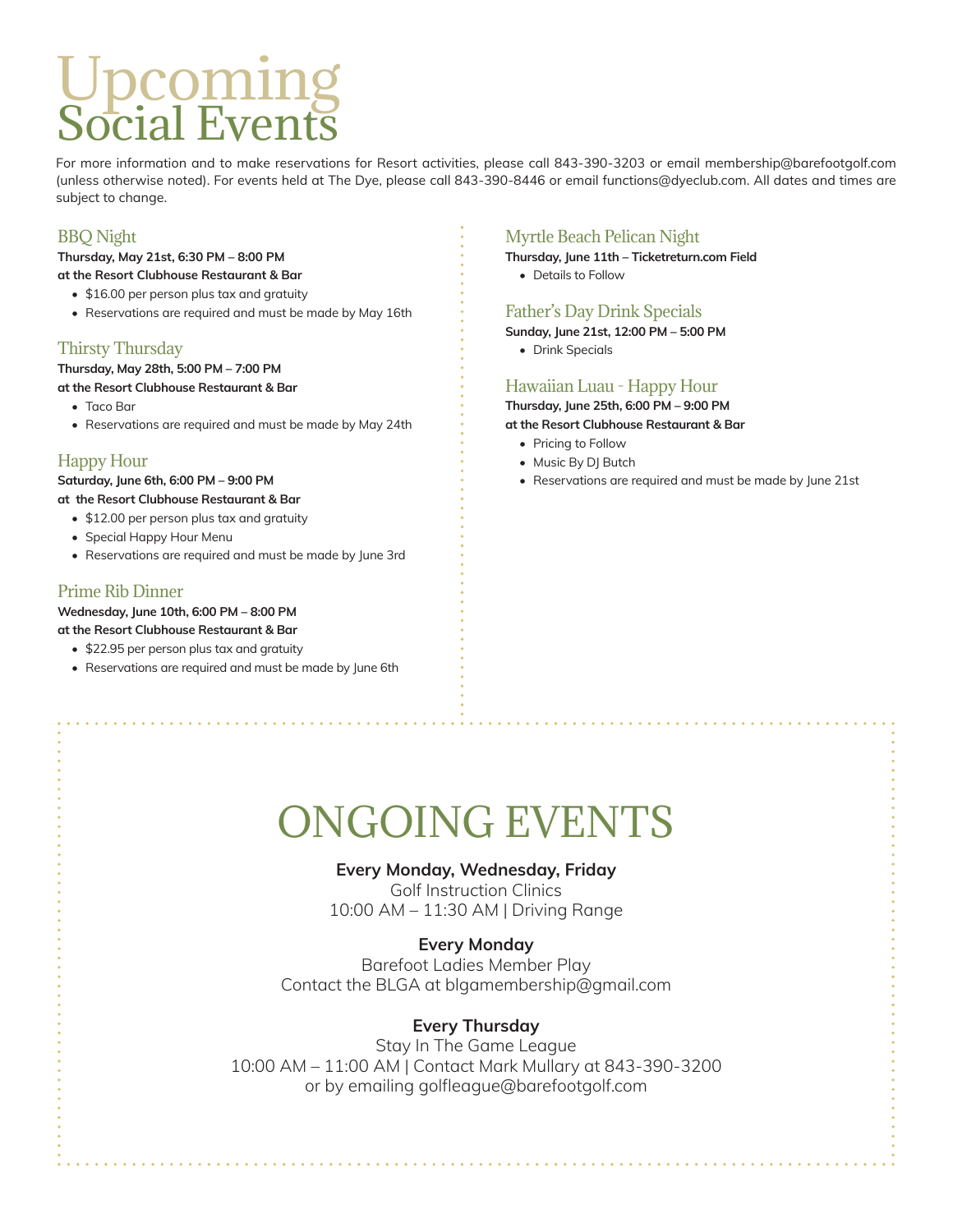# Upcoming Social Events

For more information and to make reservations for Resort activities, please call 843-390-3203 or email membership@barefootgolf.com (unless otherwise noted). For events held at The Dye, please call 843-390-8446 or email functions@dyeclub.com. All dates and times are subject to change.

## BBQ Night

**Thursday, May 21st, 6:30 PM – 8:00 PM**
**at the Resort Clubhouse Restaurant & Bar**

- $16.00 per person plus tax and gratuity
- Reservations are required and must be made by May 16th

## Thirsty Thursday

**Thursday, May 28th, 5:00 PM – 7:00 PM**
**at the Resort Clubhouse Restaurant & Bar**

- Taco Bar
- Reservations are required and must be made by May 24th

## Happy Hour

**Saturday, June 6th, 6:00 PM – 9:00 PM**
**at the Resort Clubhouse Restaurant & Bar**

- $12.00 per person plus tax and gratuity
- Special Happy Hour Menu
- Reservations are required and must be made by June 3rd

## Prime Rib Dinner

**Wednesday, June 10th, 6:00 PM – 8:00 PM**
**at the Resort Clubhouse Restaurant & Bar**

- $22.95 per person plus tax and gratuity
- Reservations are required and must be made by June 6th

## Myrtle Beach Pelican Night

**Thursday, June 11th – Ticketreturn.com Field**

- Details to Follow

## Father's Day Drink Specials

**Sunday, June 21st, 12:00 PM – 5:00 PM**

- Drink Specials

## Hawaiian Luau - Happy Hour

**Thursday, June 25th, 6:00 PM – 9:00 PM**
**at the Resort Clubhouse Restaurant & Bar**

- Pricing to Follow
- Music By DJ Butch
- Reservations are required and must be made by June 21st

# ONGOING EVENTS

**Every Monday, Wednesday, Friday**
Golf Instruction Clinics
10:00 AM – 11:30 AM | Driving Range

**Every Monday**
Barefoot Ladies Member Play
Contact the BLGA at blgamembership@gmail.com

**Every Thursday**
Stay In The Game League
10:00 AM – 11:00 AM | Contact Mark Mullary at 843-390-3200
or by emailing golfleague@barefootgolf.com